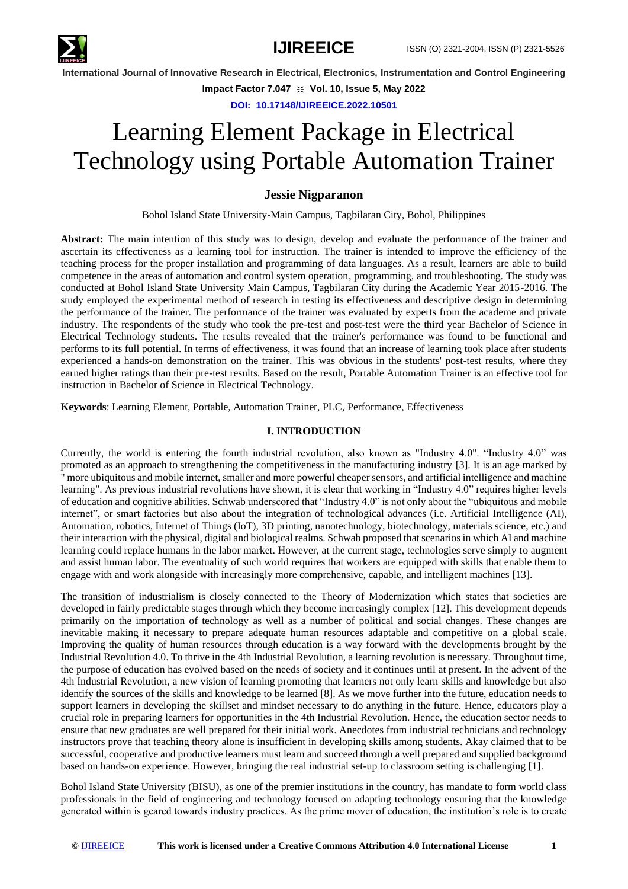# Learning Element Package in Electrical Technology using Portable Automation Trainer

**Jessie Nigparanon**

Bohol Island State University-Main Campus, Tagbilaran City, Bohol, Philippines

**Abstract:** The main intention of this study was to design, develop and evaluate the performance of the trainer and ascertain its effectiveness as a learning tool for instruction. The trainer is intended to improve the efficiency of the teaching process for the proper installation and programming of data languages. As a result, learners are able to build competence in the areas of automation and control system operation, programming, and troubleshooting. The study was conducted at Bohol Island State University Main Campus, Tagbilaran City during the Academic Year 2015-2016. The study employed the experimental method of research in testing its effectiveness and descriptive design in determining the performance of the trainer. The performance of the trainer was evaluated by experts from the academe and private industry. The respondents of the study who took the pre-test and post-test were the third year Bachelor of Science in Electrical Technology students. The results revealed that the trainer's performance was found to be functional and performs to its full potential. In terms of effectiveness, it was found that an increase of learning took place after students experienced a hands-on demonstration on the trainer. This was obvious in the students' post-test results, where they earned higher ratings than their pre-test results. Based on the result, Portable Automation Trainer is an effective tool for instruction in Bachelor of Science in Electrical Technology.

**Keywords**: Learning Element, Portable, Automation Trainer, PLC, Performance, Effectiveness

## I. INTRODUCTION

Currently, the world is entering the fourth industrial revolution, also known as "Industry 4.0". "Industry 4.0" was promoted as an approach to strengthening the competitiveness in the manufacturing industry [3]. It is an age marked by " more ubiquitous and mobile internet, smaller and more powerful cheaper sensors, and artificial intelligence and machine learning". As previous industrial revolutions have shown, it is clear that working in "Industry 4.0" requires higher levels of education and cognitive abilities. Schwab underscored that "Industry 4.0" is not only about the "ubiquitous and mobile internet", or smart factories but also about the integration of technological advances (i.e. Artificial Intelligence (AI), Automation, robotics, Internet of Things (IoT), 3D printing, nanotechnology, biotechnology, materials science, etc.) and their interaction with the physical, digital and biological realms. Schwab proposed that scenarios in which AI and machine learning could replace humans in the labor market. However, at the current stage, technologies serve simply to augment and assist human labor. The eventuality of such world requires that workers are equipped with skills that enable them to engage with and work alongside with increasingly more comprehensive, capable, and intelligent machines [13].

The transition of industrialism is closely connected to the Theory of Modernization which states that societies are developed in fairly predictable stages through which they become increasingly complex [12]. This development depends primarily on the importation of technology as well as a number of political and social changes. These changes are inevitable making it necessary to prepare adequate human resources adaptable and competitive on a global scale. Improving the quality of human resources through education is a way forward with the developments brought by the Industrial Revolution 4.0. To thrive in the 4th Industrial Revolution, a learning revolution is necessary. Throughout time, the purpose of education has evolved based on the needs of society and it continues until at present. In the advent of the 4th Industrial Revolution, a new vision of learning promoting that learners not only learn skills and knowledge but also identify the sources of the skills and knowledge to be learned [8]. As we move further into the future, education needs to support learners in developing the skillset and mindset necessary to do anything in the future. Hence, educators play a crucial role in preparing learners for opportunities in the 4th Industrial Revolution. Hence, the education sector needs to ensure that new graduates are well prepared for their initial work. Anecdotes from industrial technicians and technology instructors prove that teaching theory alone is insufficient in developing skills among students. Akay claimed that to be successful, cooperative and productive learners must learn and succeed through a well prepared and supplied background based on hands-on experience. However, bringing the real industrial set-up to classroom setting is challenging [1].

Bohol Island State University (BISU), as one of the premier institutions in the country, has mandate to form world class professionals in the field of engineering and technology focused on adapting technology ensuring that the knowledge generated within is geared towards industry practices. As the prime mover of education, the institution's role is to create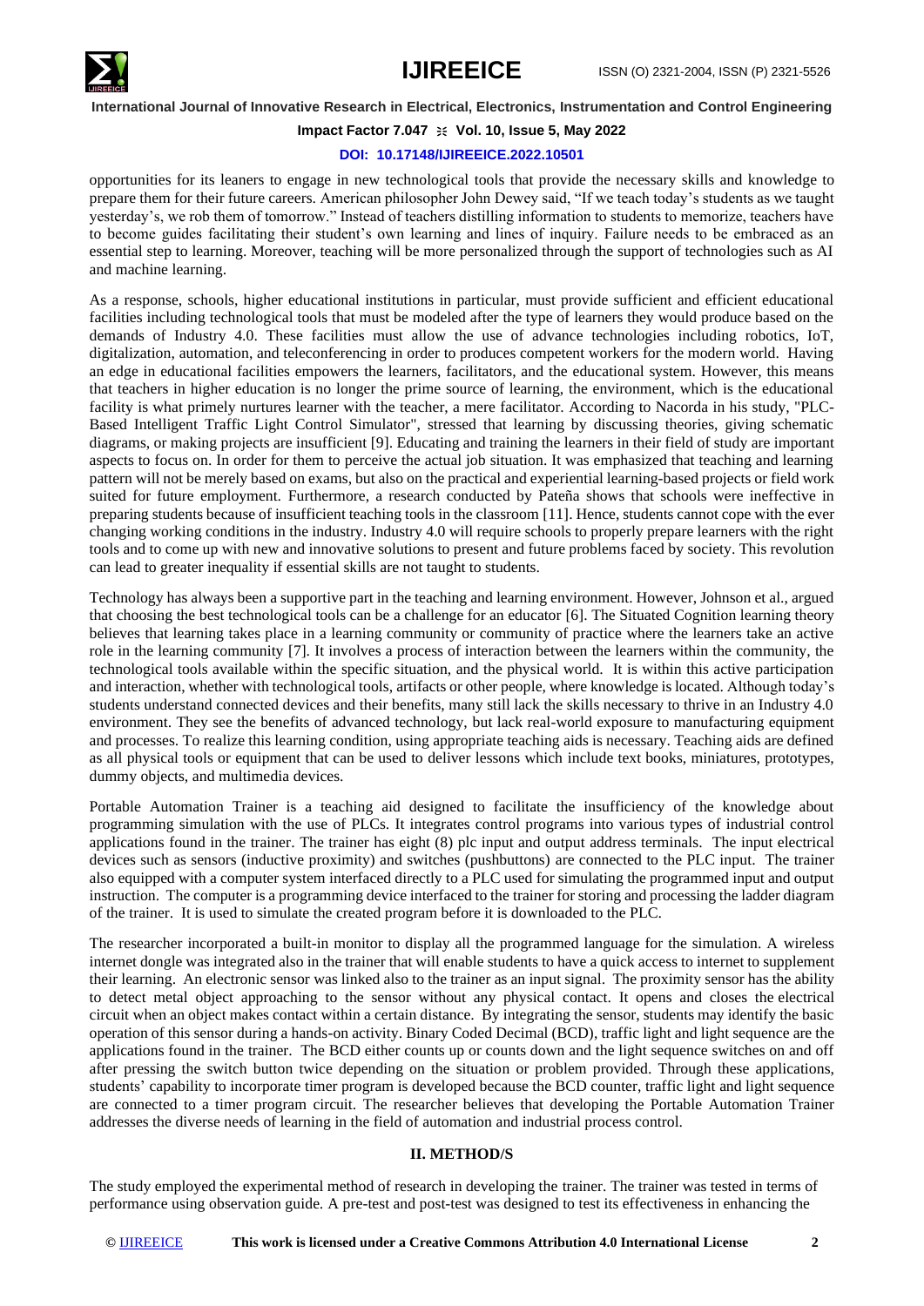opportunities for its leaners to engage in new technological tools that provide the necessary skills and knowledge to prepare them for their future careers. American philosopher John Dewey said, "If we teach today's students as we taught yesterday's, we rob them of tomorrow." Instead of teachers distilling information to students to memorize, teachers have to become guides facilitating their student's own learning and lines of inquiry. Failure needs to be embraced as an essential step to learning. Moreover, teaching will be more personalized through the support of technologies such as AI and machine learning.

As a response, schools, higher educational institutions in particular, must provide sufficient and efficient educational facilities including technological tools that must be modeled after the type of learners they would produce based on the demands of Industry 4.0. These facilities must allow the use of advance technologies including robotics, IoT, digitalization, automation, and teleconferencing in order to produces competent workers for the modern world. Having an edge in educational facilities empowers the learners, facilitators, and the educational system. However, this means that teachers in higher education is no longer the prime source of learning, the environment, which is the educational facility is what primely nurtures learner with the teacher, a mere facilitator. According to Nacorda in his study, "PLC-Based Intelligent Traffic Light Control Simulator", stressed that learning by discussing theories, giving schematic diagrams, or making projects are insufficient [9]. Educating and training the learners in their field of study are important aspects to focus on. In order for them to perceive the actual job situation. It was emphasized that teaching and learning pattern will not be merely based on exams, but also on the practical and experiential learning-based projects or field work suited for future employment. Furthermore, a research conducted by Pateña shows that schools were ineffective in preparing students because of insufficient teaching tools in the classroom [11]. Hence, students cannot cope with the ever changing working conditions in the industry. Industry 4.0 will require schools to properly prepare learners with the right tools and to come up with new and innovative solutions to present and future problems faced by society. This revolution can lead to greater inequality if essential skills are not taught to students.

Technology has always been a supportive part in the teaching and learning environment. However, Johnson et al., argued that choosing the best technological tools can be a challenge for an educator [6]. The Situated Cognition learning theory believes that learning takes place in a learning community or community of practice where the learners take an active role in the learning community [7]. It involves a process of interaction between the learners within the community, the technological tools available within the specific situation, and the physical world. It is within this active participation and interaction, whether with technological tools, artifacts or other people, where knowledge is located. Although today's students understand connected devices and their benefits, many still lack the skills necessary to thrive in an Industry 4.0 environment. They see the benefits of advanced technology, but lack real-world exposure to manufacturing equipment and processes. To realize this learning condition, using appropriate teaching aids is necessary. Teaching aids are defined as all physical tools or equipment that can be used to deliver lessons which include text books, miniatures, prototypes, dummy objects, and multimedia devices.

Portable Automation Trainer is a teaching aid designed to facilitate the insufficiency of the knowledge about programming simulation with the use of PLCs. It integrates control programs into various types of industrial control applications found in the trainer. The trainer has eight (8) plc input and output address terminals. The input electrical devices such as sensors (inductive proximity) and switches (pushbuttons) are connected to the PLC input. The trainer also equipped with a computer system interfaced directly to a PLC used for simulating the programmed input and output instruction. The computer is a programming device interfaced to the trainer for storing and processing the ladder diagram of the trainer. It is used to simulate the created program before it is downloaded to the PLC.

The researcher incorporated a built-in monitor to display all the programmed language for the simulation. A wireless internet dongle was integrated also in the trainer that will enable students to have a quick access to internet to supplement their learning. An electronic sensor was linked also to the trainer as an input signal. The proximity sensor has the ability to detect metal object approaching to the sensor without any physical contact. It opens and closes the electrical circuit when an object makes contact within a certain distance. By integrating the sensor, students may identify the basic operation of this sensor during a hands-on activity. Binary Coded Decimal (BCD), traffic light and light sequence are the applications found in the trainer. The BCD either counts up or counts down and the light sequence switches on and off after pressing the switch button twice depending on the situation or problem provided. Through these applications, students' capability to incorporate timer program is developed because the BCD counter, traffic light and light sequence are connected to a timer program circuit. The researcher believes that developing the Portable Automation Trainer addresses the diverse needs of learning in the field of automation and industrial process control.

## II. METHOD/S

The study employed the experimental method of research in developing the trainer. The trainer was tested in terms of performance using observation guide. A pre-test and post-test was designed to test its effectiveness in enhancing the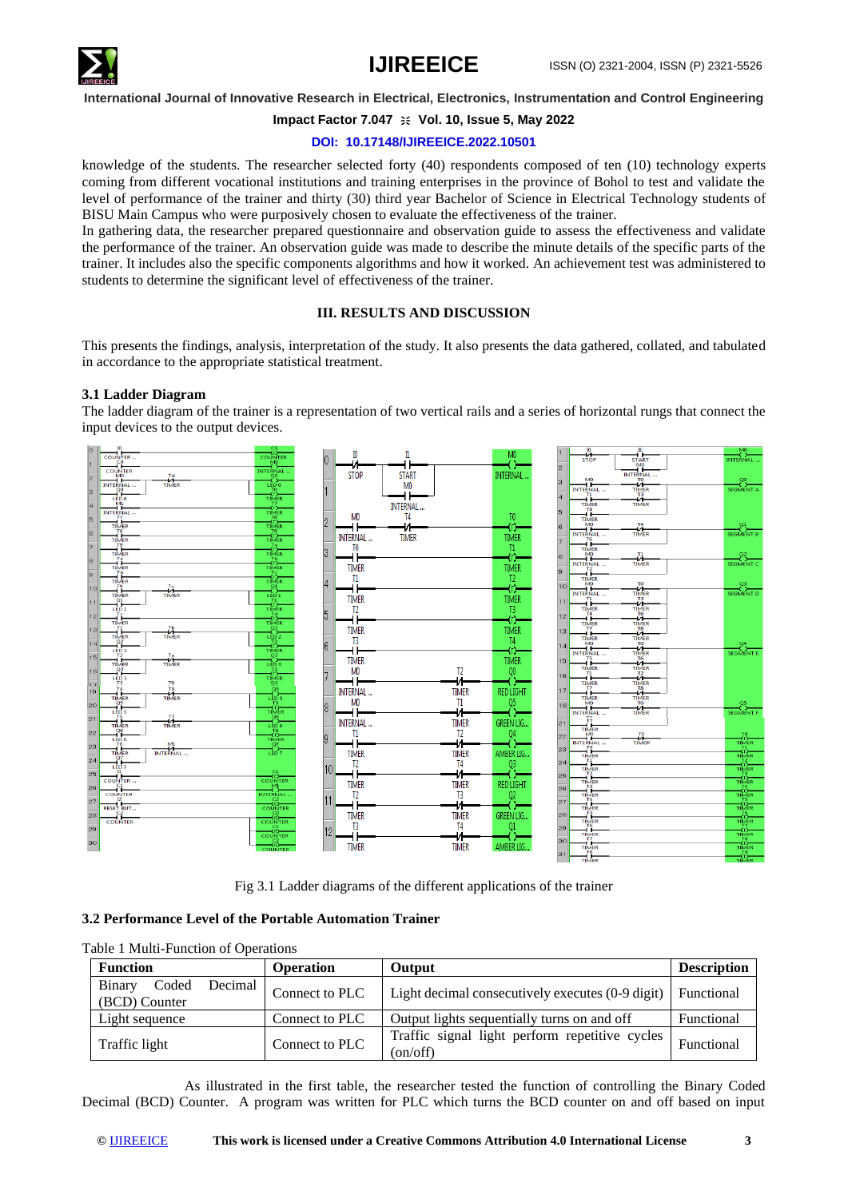knowledge of the students. The researcher selected forty (40) respondents composed of ten (10) technology experts coming from different vocational institutions and training enterprises in the province of Bohol to test and validate the level of performance of the trainer and thirty (30) third year Bachelor of Science in Electrical Technology students of BISU Main Campus who were purposively chosen to evaluate the effectiveness of the trainer.

In gathering data, the researcher prepared questionnaire and observation guide to assess the effectiveness and validate the performance of the trainer. An observation guide was made to describe the minute details of the specific parts of the trainer. It includes also the specific components algorithms and how it worked. An achievement test was administered to students to determine the significant level of effectiveness of the trainer.

## III. RESULTS AND DISCUSSION

This presents the findings, analysis, interpretation of the study. It also presents the data gathered, collated, and tabulated in accordance to the appropriate statistical treatment.

### 3.1 Ladder Diagram

The ladder diagram of the trainer is a representation of two vertical rails and a series of horizontal rungs that connect the input devices to the output devices.

Fig 3.1 Ladder diagrams of the different applications of the trainer

### 3.2 Performance Level of the Portable Automation Trainer

Table 1 Multi-Function of Operations

| Function | Operation | Output | Description |
|---|---|---|---|
| Binary Coded Decimal (BCD) Counter | Connect to PLC | Light decimal consecutively executes (0-9 digit) | Functional |
| Light sequence | Connect to PLC | Output lights sequentially turns on and off | Functional |
| Traffic light | Connect to PLC | Traffic signal light perform repetitive cycles (on/off) | Functional |

As illustrated in the first table, the researcher tested the function of controlling the Binary Coded Decimal (BCD) Counter. A program was written for PLC which turns the BCD counter on and off based on input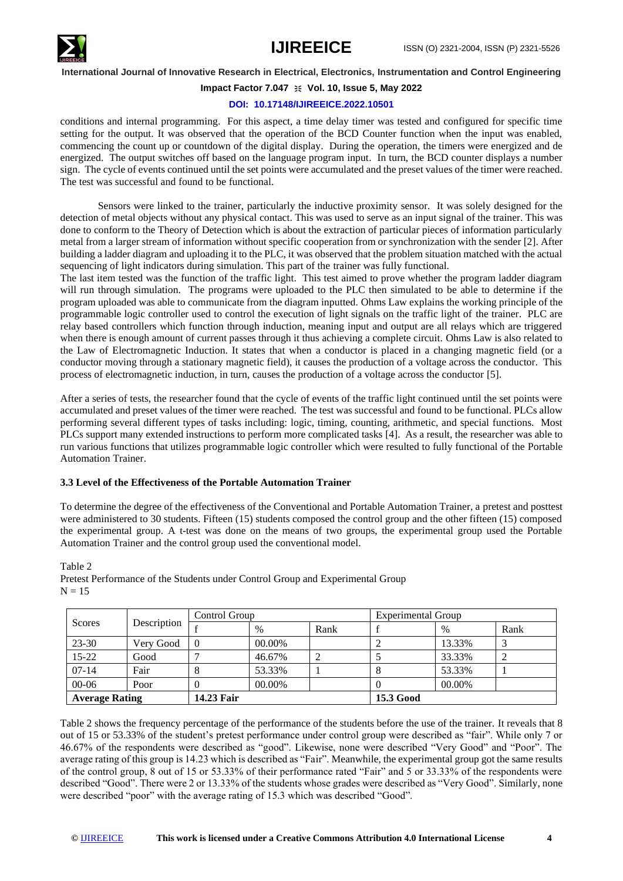conditions and internal programming. For this aspect, a time delay timer was tested and configured for specific time setting for the output. It was observed that the operation of the BCD Counter function when the input was enabled, commencing the count up or countdown of the digital display. During the operation, the timers were energized and de energized. The output switches off based on the language program input. In turn, the BCD counter displays a number sign. The cycle of events continued until the set points were accumulated and the preset values of the timer were reached. The test was successful and found to be functional.

Sensors were linked to the trainer, particularly the inductive proximity sensor. It was solely designed for the detection of metal objects without any physical contact. This was used to serve as an input signal of the trainer. This was done to conform to the Theory of Detection which is about the extraction of particular pieces of information particularly metal from a larger stream of information without specific cooperation from or synchronization with the sender [2]. After building a ladder diagram and uploading it to the PLC, it was observed that the problem situation matched with the actual sequencing of light indicators during simulation. This part of the trainer was fully functional.

The last item tested was the function of the traffic light. This test aimed to prove whether the program ladder diagram will run through simulation. The programs were uploaded to the PLC then simulated to be able to determine if the program uploaded was able to communicate from the diagram inputted. Ohms Law explains the working principle of the programmable logic controller used to control the execution of light signals on the traffic light of the trainer. PLC are relay based controllers which function through induction, meaning input and output are all relays which are triggered when there is enough amount of current passes through it thus achieving a complete circuit. Ohms Law is also related to the Law of Electromagnetic Induction. It states that when a conductor is placed in a changing magnetic field (or a conductor moving through a stationary magnetic field), it causes the production of a voltage across the conductor. This process of electromagnetic induction, in turn, causes the production of a voltage across the conductor [5].

After a series of tests, the researcher found that the cycle of events of the traffic light continued until the set points were accumulated and preset values of the timer were reached. The test was successful and found to be functional. PLCs allow performing several different types of tasks including: logic, timing, counting, arithmetic, and special functions. Most PLCs support many extended instructions to perform more complicated tasks [4]. As a result, the researcher was able to run various functions that utilizes programmable logic controller which were resulted to fully functional of the Portable Automation Trainer.

### 3.3 Level of the Effectiveness of the Portable Automation Trainer

To determine the degree of the effectiveness of the Conventional and Portable Automation Trainer, a pretest and posttest were administered to 30 students. Fifteen (15) students composed the control group and the other fifteen (15) composed the experimental group. A t-test was done on the means of two groups, the experimental group used the Portable Automation Trainer and the control group used the conventional model.

Table 2
Pretest Performance of the Students under Control Group and Experimental Group
N = 15

| Scores | Description | Control Group | | | Experimental Group | | |
|---|---|---|---|---|---|---|---|
| | | f | % | Rank | f | % | Rank |
| 23-30 | Very Good | 0 | 00.00% | | 2 | 13.33% | 3 |
| 15-22 | Good | 7 | 46.67% | 2 | 5 | 33.33% | 2 |
| 07-14 | Fair | 8 | 53.33% | 1 | 8 | 53.33% | 1 |
| 00-06 | Poor | 0 | 00.00% | | 0 | 00.00% | |
| **Average Rating** | | **14.23 Fair** | | | **15.3 Good** | | |

Table 2 shows the frequency percentage of the performance of the students before the use of the trainer. It reveals that 8 out of 15 or 53.33% of the student's pretest performance under control group were described as "fair". While only 7 or 46.67% of the respondents were described as "good". Likewise, none were described "Very Good" and "Poor". The average rating of this group is 14.23 which is described as "Fair". Meanwhile, the experimental group got the same results of the control group, 8 out of 15 or 53.33% of their performance rated "Fair" and 5 or 33.33% of the respondents were described "Good". There were 2 or 13.33% of the students whose grades were described as "Very Good". Similarly, none were described "poor" with the average rating of 15.3 which was described "Good".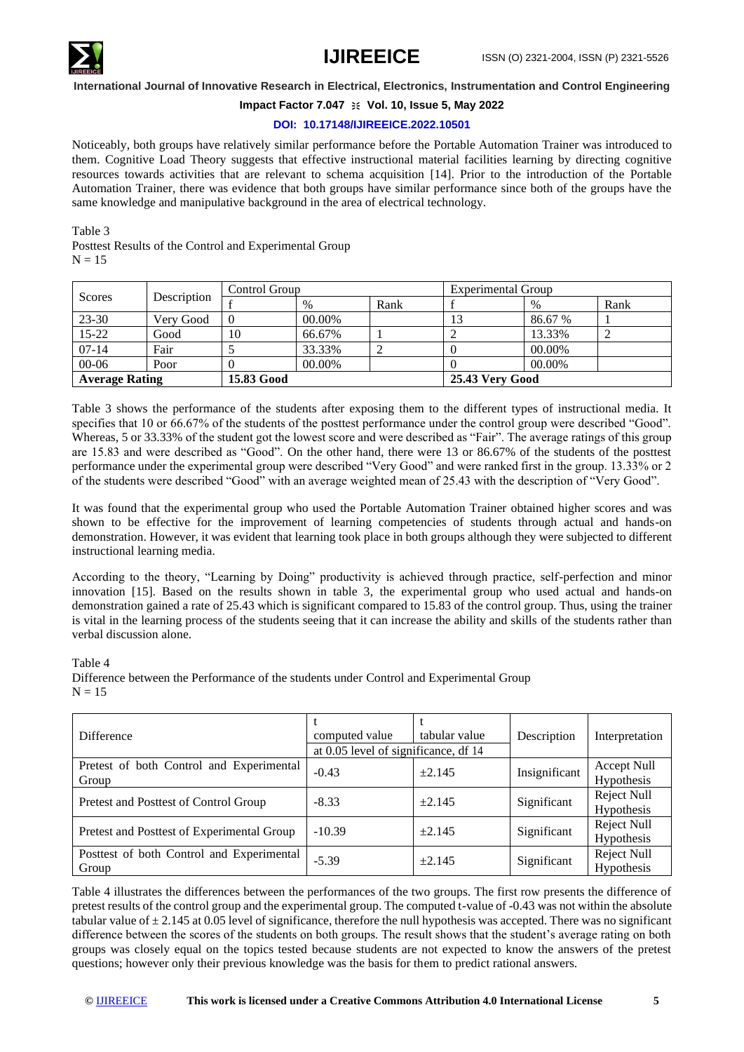Noticeably, both groups have relatively similar performance before the Portable Automation Trainer was introduced to them. Cognitive Load Theory suggests that effective instructional material facilities learning by directing cognitive resources towards activities that are relevant to schema acquisition [14]. Prior to the introduction of the Portable Automation Trainer, there was evidence that both groups have similar performance since both of the groups have the same knowledge and manipulative background in the area of electrical technology.

Table 3
Posttest Results of the Control and Experimental Group
N = 15

| Scores | Description | Control Group | | | Experimental Group | | |
|---|---|---|---|---|---|---|---|
| | | f | % | Rank | f | % | Rank |
| 23-30 | Very Good | 0 | 00.00% | | 13 | 86.67 % | 1 |
| 15-22 | Good | 10 | 66.67% | 1 | 2 | 13.33% | 2 |
| 07-14 | Fair | 5 | 33.33% | 2 | 0 | 00.00% | |
| 00-06 | Poor | 0 | 00.00% | | 0 | 00.00% | |
| **Average Rating** | | **15.83 Good** | | | **25.43 Very Good** | | |

Table 3 shows the performance of the students after exposing them to the different types of instructional media. It specifies that 10 or 66.67% of the students of the posttest performance under the control group were described "Good". Whereas, 5 or 33.33% of the student got the lowest score and were described as "Fair". The average ratings of this group are 15.83 and were described as "Good". On the other hand, there were 13 or 86.67% of the students of the posttest performance under the experimental group were described "Very Good" and were ranked first in the group. 13.33% or 2 of the students were described "Good" with an average weighted mean of 25.43 with the description of "Very Good".

It was found that the experimental group who used the Portable Automation Trainer obtained higher scores and was shown to be effective for the improvement of learning competencies of students through actual and hands-on demonstration. However, it was evident that learning took place in both groups although they were subjected to different instructional learning media.

According to the theory, "Learning by Doing" productivity is achieved through practice, self-perfection and minor innovation [15]. Based on the results shown in table 3, the experimental group who used actual and hands-on demonstration gained a rate of 25.43 which is significant compared to 15.83 of the control group. Thus, using the trainer is vital in the learning process of the students seeing that it can increase the ability and skills of the students rather than verbal discussion alone.

Table 4
Difference between the Performance of the students under Control and Experimental Group
N = 15

| Difference | t computed value | t tabular value | Description | Interpretation |
|---|---|---|---|---|
| | at 0.05 level of significance, df 14 | | | |
| Pretest of both Control and Experimental Group | -0.43 | ±2.145 | Insignificant | Accept Null Hypothesis |
| Pretest and Posttest of Control Group | -8.33 | ±2.145 | Significant | Reject Null Hypothesis |
| Pretest and Posttest of Experimental Group | -10.39 | ±2.145 | Significant | Reject Null Hypothesis |
| Posttest of both Control and Experimental Group | -5.39 | ±2.145 | Significant | Reject Null Hypothesis |

Table 4 illustrates the differences between the performances of the two groups. The first row presents the difference of pretest results of the control group and the experimental group. The computed t-value of -0.43 was not within the absolute tabular value of ± 2.145 at 0.05 level of significance, therefore the null hypothesis was accepted. There was no significant difference between the scores of the students on both groups. The result shows that the student's average rating on both groups was closely equal on the topics tested because students are not expected to know the answers of the pretest questions; however only their previous knowledge was the basis for them to predict rational answers.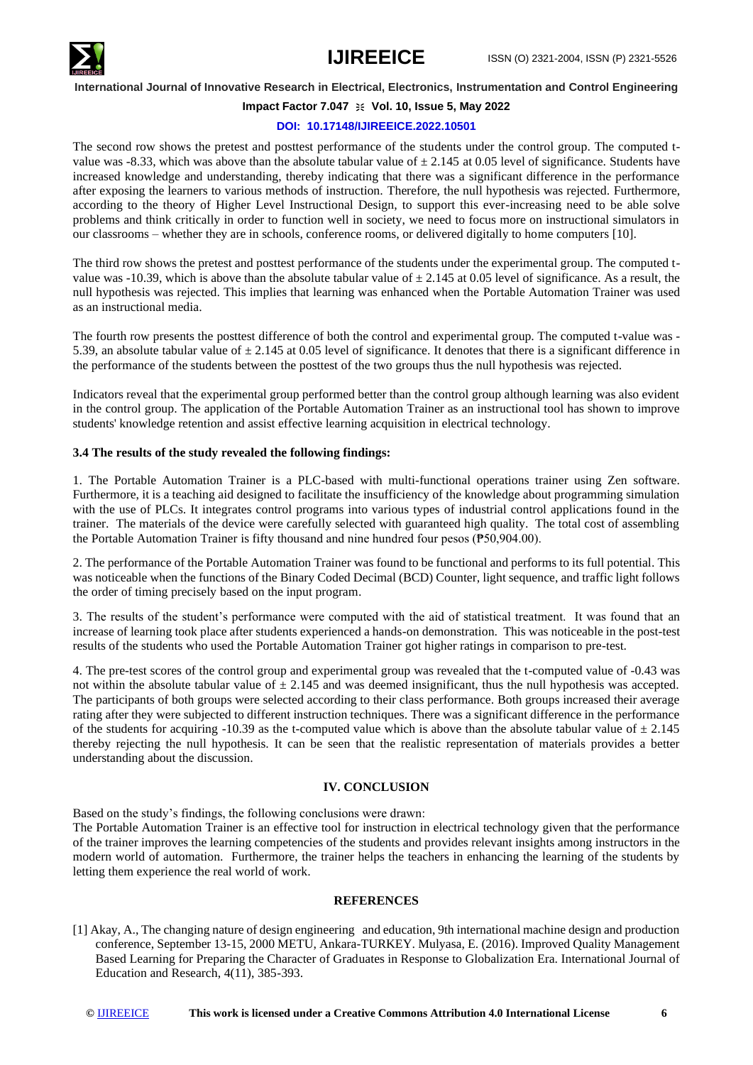The second row shows the pretest and posttest performance of the students under the control group. The computed t-value was -8.33, which was above than the absolute tabular value of ± 2.145 at 0.05 level of significance. Students have increased knowledge and understanding, thereby indicating that there was a significant difference in the performance after exposing the learners to various methods of instruction. Therefore, the null hypothesis was rejected. Furthermore, according to the theory of Higher Level Instructional Design, to support this ever-increasing need to be able solve problems and think critically in order to function well in society, we need to focus more on instructional simulators in our classrooms – whether they are in schools, conference rooms, or delivered digitally to home computers [10].

The third row shows the pretest and posttest performance of the students under the experimental group. The computed t-value was -10.39, which is above than the absolute tabular value of ± 2.145 at 0.05 level of significance. As a result, the null hypothesis was rejected. This implies that learning was enhanced when the Portable Automation Trainer was used as an instructional media.

The fourth row presents the posttest difference of both the control and experimental group. The computed t-value was -5.39, an absolute tabular value of ± 2.145 at 0.05 level of significance. It denotes that there is a significant difference in the performance of the students between the posttest of the two groups thus the null hypothesis was rejected.

Indicators reveal that the experimental group performed better than the control group although learning was also evident in the control group. The application of the Portable Automation Trainer as an instructional tool has shown to improve students' knowledge retention and assist effective learning acquisition in electrical technology.

### 3.4 The results of the study revealed the following findings:

1. The Portable Automation Trainer is a PLC-based with multi-functional operations trainer using Zen software. Furthermore, it is a teaching aid designed to facilitate the insufficiency of the knowledge about programming simulation with the use of PLCs. It integrates control programs into various types of industrial control applications found in the trainer. The materials of the device were carefully selected with guaranteed high quality. The total cost of assembling the Portable Automation Trainer is fifty thousand and nine hundred four pesos (₱50,904.00).

2. The performance of the Portable Automation Trainer was found to be functional and performs to its full potential. This was noticeable when the functions of the Binary Coded Decimal (BCD) Counter, light sequence, and traffic light follows the order of timing precisely based on the input program.

3. The results of the student's performance were computed with the aid of statistical treatment. It was found that an increase of learning took place after students experienced a hands-on demonstration. This was noticeable in the post-test results of the students who used the Portable Automation Trainer got higher ratings in comparison to pre-test.

4. The pre-test scores of the control group and experimental group was revealed that the t-computed value of -0.43 was not within the absolute tabular value of ± 2.145 and was deemed insignificant, thus the null hypothesis was accepted. The participants of both groups were selected according to their class performance. Both groups increased their average rating after they were subjected to different instruction techniques. There was a significant difference in the performance of the students for acquiring -10.39 as the t-computed value which is above than the absolute tabular value of ± 2.145 thereby rejecting the null hypothesis. It can be seen that the realistic representation of materials provides a better understanding about the discussion.

## IV. CONCLUSION

Based on the study's findings, the following conclusions were drawn:
The Portable Automation Trainer is an effective tool for instruction in electrical technology given that the performance of the trainer improves the learning competencies of the students and provides relevant insights among instructors in the modern world of automation. Furthermore, the trainer helps the teachers in enhancing the learning of the students by letting them experience the real world of work.

## REFERENCES

[1] Akay, A., The changing nature of design engineering and education, 9th international machine design and production conference, September 13-15, 2000 METU, Ankara-TURKEY. Mulyasa, E. (2016). Improved Quality Management Based Learning for Preparing the Character of Graduates in Response to Globalization Era. International Journal of Education and Research, 4(11), 385-393.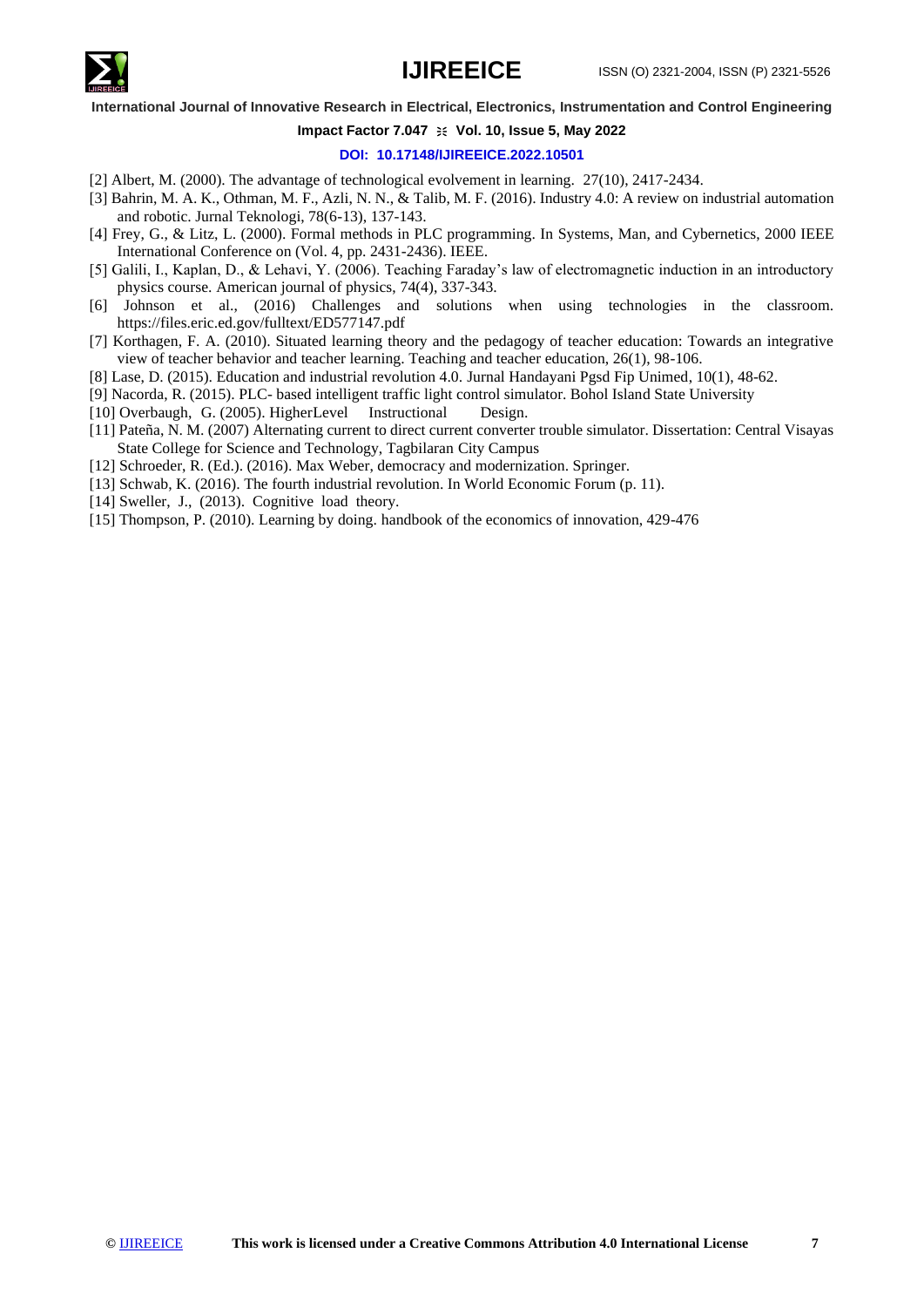[2] Albert, M. (2000). The advantage of technological evolvement in learning. 27(10), 2417-2434.

[3] Bahrin, M. A. K., Othman, M. F., Azli, N. N., & Talib, M. F. (2016). Industry 4.0: A review on industrial automation and robotic. Jurnal Teknologi, 78(6-13), 137-143.

[4] Frey, G., & Litz, L. (2000). Formal methods in PLC programming. In Systems, Man, and Cybernetics, 2000 IEEE International Conference on (Vol. 4, pp. 2431-2436). IEEE.

[5] Galili, I., Kaplan, D., & Lehavi, Y. (2006). Teaching Faraday's law of electromagnetic induction in an introductory physics course. American journal of physics, 74(4), 337-343.

[6] Johnson et al., (2016) Challenges and solutions when using technologies in the classroom. https://files.eric.ed.gov/fulltext/ED577147.pdf

[7] Korthagen, F. A. (2010). Situated learning theory and the pedagogy of teacher education: Towards an integrative view of teacher behavior and teacher learning. Teaching and teacher education, 26(1), 98-106.

[8] Lase, D. (2015). Education and industrial revolution 4.0. Jurnal Handayani Pgsd Fip Unimed, 10(1), 48-62.

[9] Nacorda, R. (2015). PLC- based intelligent traffic light control simulator. Bohol Island State University

[10] Overbaugh, G. (2005). HigherLevel Instructional Design.

[11] Pateña, N. M. (2007) Alternating current to direct current converter trouble simulator. Dissertation: Central Visayas State College for Science and Technology, Tagbilaran City Campus

[12] Schroeder, R. (Ed.). (2016). Max Weber, democracy and modernization. Springer.

[13] Schwab, K. (2016). The fourth industrial revolution. In World Economic Forum (p. 11).

[14] Sweller, J., (2013). Cognitive load theory.

[15] Thompson, P. (2010). Learning by doing. handbook of the economics of innovation, 429-476